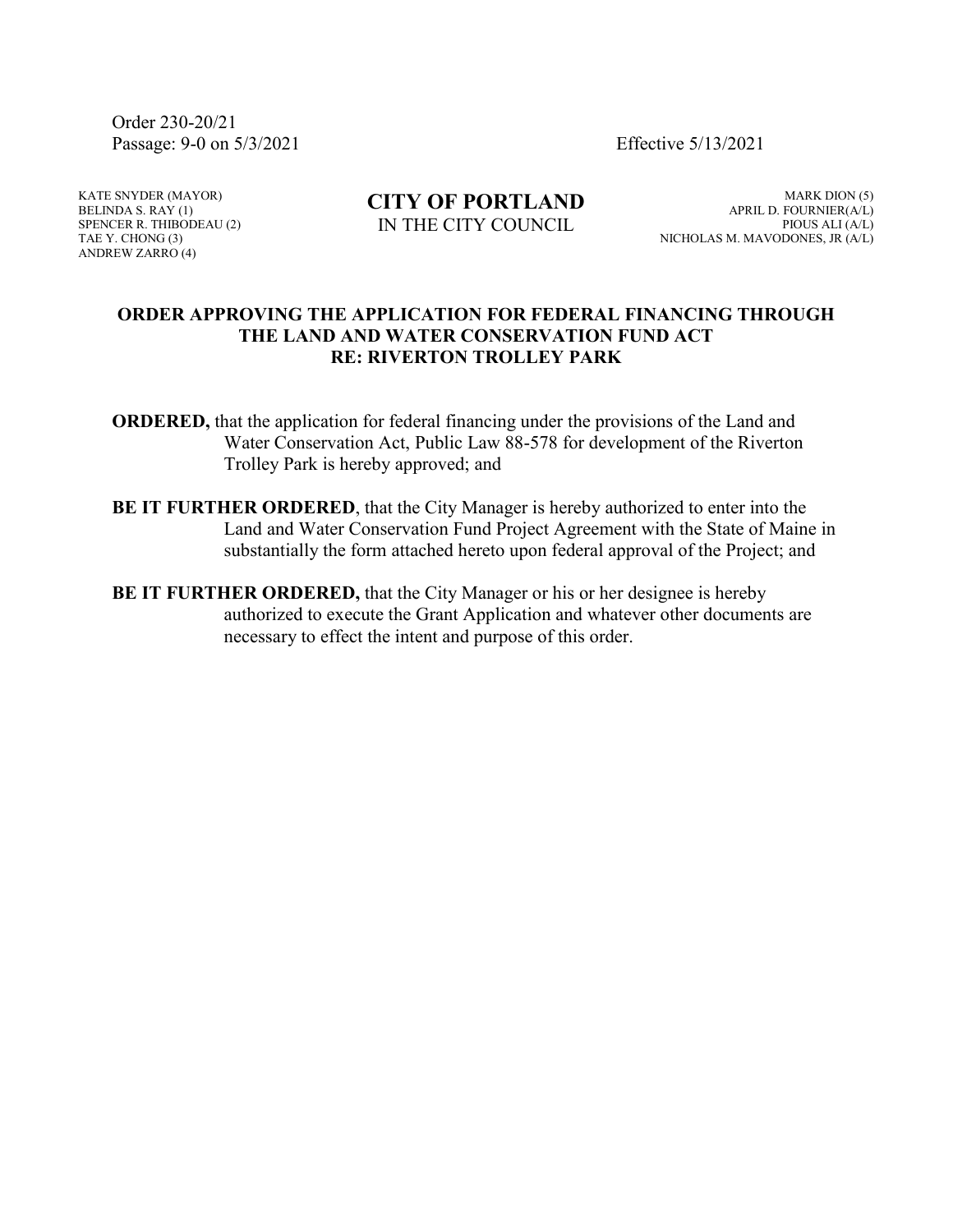Order 230-20/21
Passage: 9-0 on 5/3/2021 Effective 5/13/2021

KATE SNYDER (MAYOR)
BELINDA S. RAY (1)
SPENCER R. THIBODEAU (2)
TAE Y. CHONG (3)
ANDREW ZARRO (4)

**CITY OF PORTLAND**
IN THE CITY COUNCIL

MARK DION (5)
APRIL D. FOURNIER(A/L)
PIOUS ALI (A/L)
NICHOLAS M. MAVODONES, JR (A/L)

**ORDER APPROVING THE APPLICATION FOR FEDERAL FINANCING THROUGH THE LAND AND WATER CONSERVATION FUND ACT RE: RIVERTON TROLLEY PARK**

**ORDERED,** that the application for federal financing under the provisions of the Land and Water Conservation Act, Public Law 88-578 for development of the Riverton Trolley Park is hereby approved; and

**BE IT FURTHER ORDERED**, that the City Manager is hereby authorized to enter into the Land and Water Conservation Fund Project Agreement with the State of Maine in substantially the form attached hereto upon federal approval of the Project; and

**BE IT FURTHER ORDERED,** that the City Manager or his or her designee is hereby authorized to execute the Grant Application and whatever other documents are necessary to effect the intent and purpose of this order.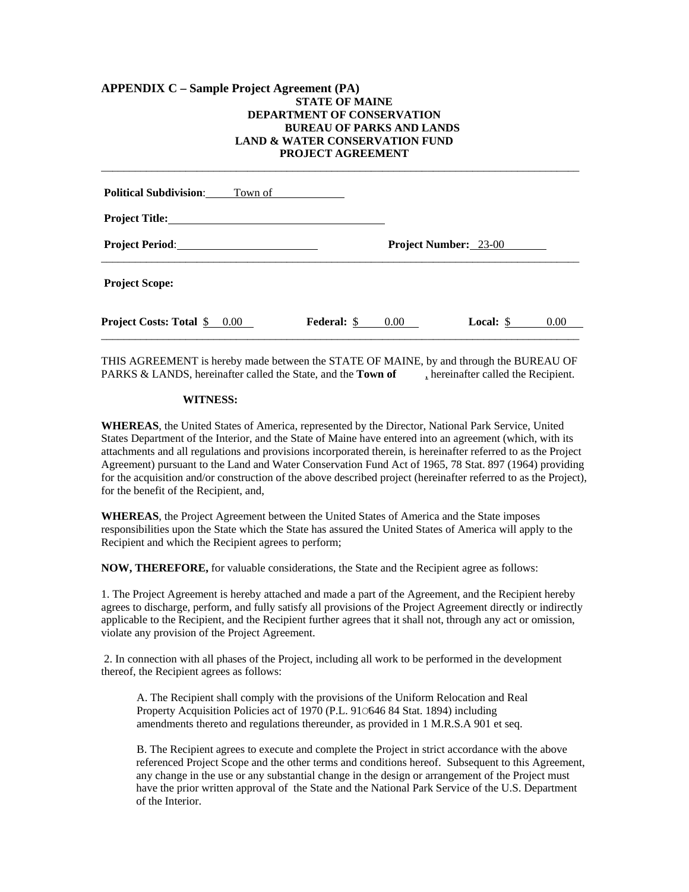**APPENDIX C – Sample Project Agreement (PA)**

**STATE OF MAINE**
**DEPARTMENT OF CONSERVATION**
**BUREAU OF PARKS AND LANDS**
**LAND & WATER CONSERVATION FUND**
**PROJECT AGREEMENT**

---

**Political Subdivision**: Town of

**Project Title:**

**Project Period**: **Project Number:** 23-00

---

**Project Scope:**

**Project Costs: Total** $ 0.00 **Federal:** $ 0.00 **Local:** $ 0.00

---

THIS AGREEMENT is hereby made between the STATE OF MAINE, by and through the BUREAU OF PARKS & LANDS, hereinafter called the State, and the **Town of** , hereinafter called the Recipient.

**WITNESS:**

**WHEREAS**, the United States of America, represented by the Director, National Park Service, United States Department of the Interior, and the State of Maine have entered into an agreement (which, with its attachments and all regulations and provisions incorporated therein, is hereinafter referred to as the Project Agreement) pursuant to the Land and Water Conservation Fund Act of 1965, 78 Stat. 897 (1964) providing for the acquisition and/or construction of the above described project (hereinafter referred to as the Project), for the benefit of the Recipient, and,

**WHEREAS**, the Project Agreement between the United States of America and the State imposes responsibilities upon the State which the State has assured the United States of America will apply to the Recipient and which the Recipient agrees to perform;

**NOW, THEREFORE,** for valuable considerations, the State and the Recipient agree as follows:

1. The Project Agreement is hereby attached and made a part of the Agreement, and the Recipient hereby agrees to discharge, perform, and fully satisfy all provisions of the Project Agreement directly or indirectly applicable to the Recipient, and the Recipient further agrees that it shall not, through any act or omission, violate any provision of the Project Agreement.

2. In connection with all phases of the Project, including all work to be performed in the development thereof, the Recipient agrees as follows:

A. The Recipient shall comply with the provisions of the Uniform Relocation and Real Property Acquisition Policies act of 1970 (P.L. 91○646 84 Stat. 1894) including amendments thereto and regulations thereunder, as provided in 1 M.R.S.A 901 et seq.

B. The Recipient agrees to execute and complete the Project in strict accordance with the above referenced Project Scope and the other terms and conditions hereof. Subsequent to this Agreement, any change in the use or any substantial change in the design or arrangement of the Project must have the prior written approval of the State and the National Park Service of the U.S. Department of the Interior.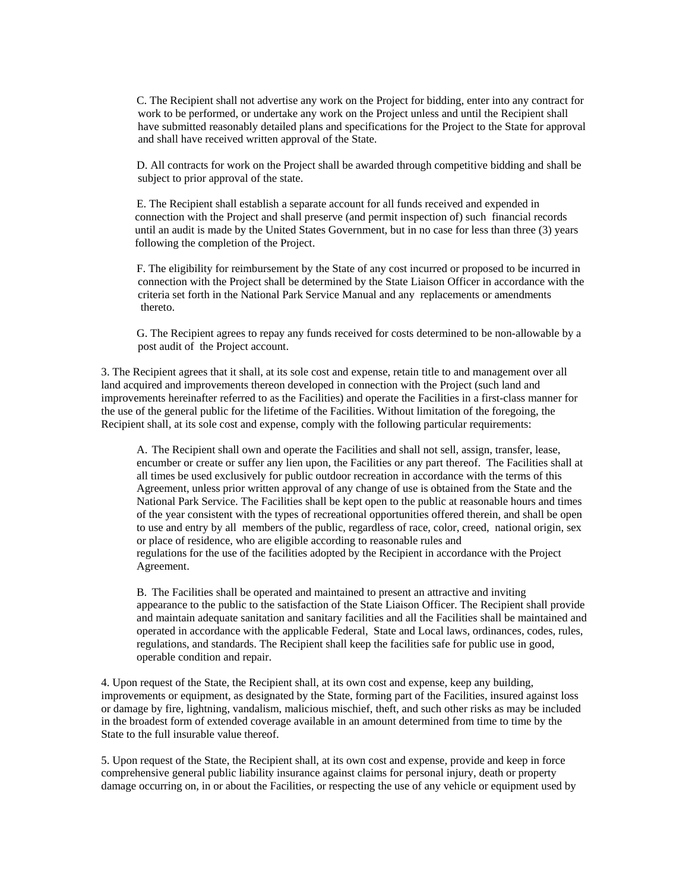C. The Recipient shall not advertise any work on the Project for bidding, enter into any contract for work to be performed, or undertake any work on the Project unless and until the Recipient shall have submitted reasonably detailed plans and specifications for the Project to the State for approval and shall have received written approval of the State.

D. All contracts for work on the Project shall be awarded through competitive bidding and shall be subject to prior approval of the state.

E. The Recipient shall establish a separate account for all funds received and expended in connection with the Project and shall preserve (and permit inspection of) such financial records until an audit is made by the United States Government, but in no case for less than three (3) years following the completion of the Project.

F. The eligibility for reimbursement by the State of any cost incurred or proposed to be incurred in connection with the Project shall be determined by the State Liaison Officer in accordance with the criteria set forth in the National Park Service Manual and any replacements or amendments thereto.

G. The Recipient agrees to repay any funds received for costs determined to be non-allowable by a post audit of the Project account.

3. The Recipient agrees that it shall, at its sole cost and expense, retain title to and management over all land acquired and improvements thereon developed in connection with the Project (such land and improvements hereinafter referred to as the Facilities) and operate the Facilities in a first-class manner for the use of the general public for the lifetime of the Facilities. Without limitation of the foregoing, the Recipient shall, at its sole cost and expense, comply with the following particular requirements:

A. The Recipient shall own and operate the Facilities and shall not sell, assign, transfer, lease, encumber or create or suffer any lien upon, the Facilities or any part thereof. The Facilities shall at all times be used exclusively for public outdoor recreation in accordance with the terms of this Agreement, unless prior written approval of any change of use is obtained from the State and the National Park Service. The Facilities shall be kept open to the public at reasonable hours and times of the year consistent with the types of recreational opportunities offered therein, and shall be open to use and entry by all members of the public, regardless of race, color, creed, national origin, sex or place of residence, who are eligible according to reasonable rules and regulations for the use of the facilities adopted by the Recipient in accordance with the Project Agreement.

B. The Facilities shall be operated and maintained to present an attractive and inviting appearance to the public to the satisfaction of the State Liaison Officer. The Recipient shall provide and maintain adequate sanitation and sanitary facilities and all the Facilities shall be maintained and operated in accordance with the applicable Federal, State and Local laws, ordinances, codes, rules, regulations, and standards. The Recipient shall keep the facilities safe for public use in good, operable condition and repair.

4. Upon request of the State, the Recipient shall, at its own cost and expense, keep any building, improvements or equipment, as designated by the State, forming part of the Facilities, insured against loss or damage by fire, lightning, vandalism, malicious mischief, theft, and such other risks as may be included in the broadest form of extended coverage available in an amount determined from time to time by the State to the full insurable value thereof.

5. Upon request of the State, the Recipient shall, at its own cost and expense, provide and keep in force comprehensive general public liability insurance against claims for personal injury, death or property damage occurring on, in or about the Facilities, or respecting the use of any vehicle or equipment used by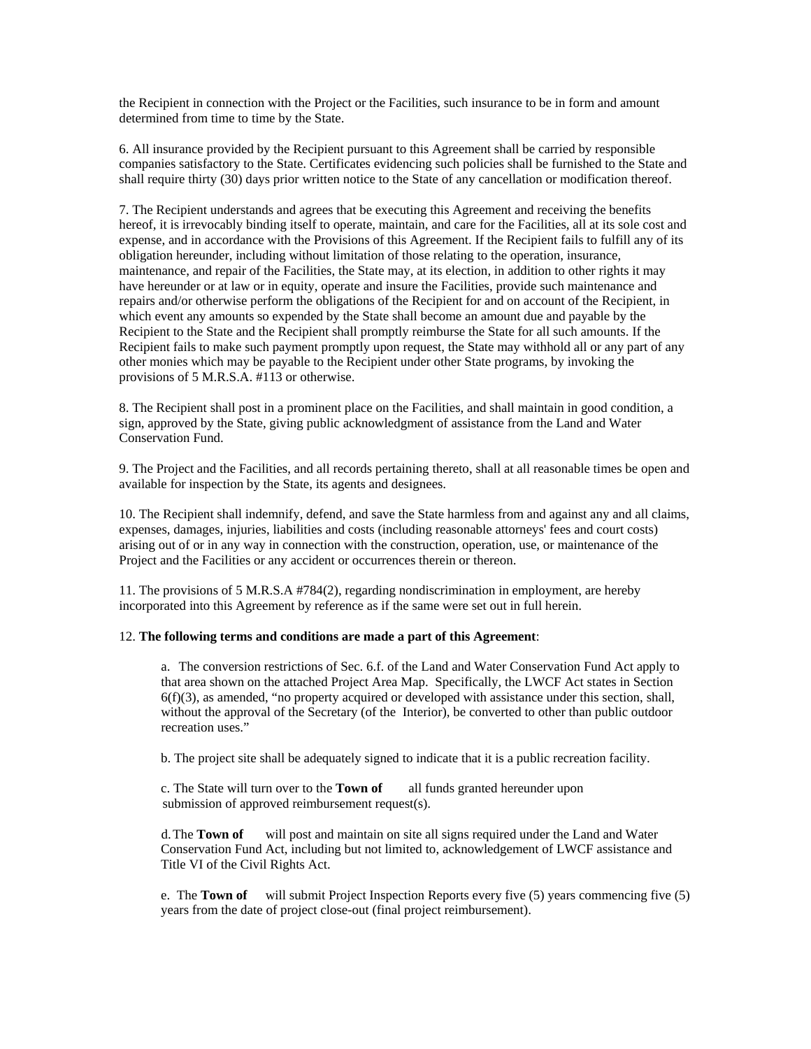the Recipient in connection with the Project or the Facilities, such insurance to be in form and amount determined from time to time by the State.

6. All insurance provided by the Recipient pursuant to this Agreement shall be carried by responsible companies satisfactory to the State. Certificates evidencing such policies shall be furnished to the State and shall require thirty (30) days prior written notice to the State of any cancellation or modification thereof.

7. The Recipient understands and agrees that be executing this Agreement and receiving the benefits hereof, it is irrevocably binding itself to operate, maintain, and care for the Facilities, all at its sole cost and expense, and in accordance with the Provisions of this Agreement. If the Recipient fails to fulfill any of its obligation hereunder, including without limitation of those relating to the operation, insurance, maintenance, and repair of the Facilities, the State may, at its election, in addition to other rights it may have hereunder or at law or in equity, operate and insure the Facilities, provide such maintenance and repairs and/or otherwise perform the obligations of the Recipient for and on account of the Recipient, in which event any amounts so expended by the State shall become an amount due and payable by the Recipient to the State and the Recipient shall promptly reimburse the State for all such amounts. If the Recipient fails to make such payment promptly upon request, the State may withhold all or any part of any other monies which may be payable to the Recipient under other State programs, by invoking the provisions of 5 M.R.S.A. #113 or otherwise.

8. The Recipient shall post in a prominent place on the Facilities, and shall maintain in good condition, a sign, approved by the State, giving public acknowledgment of assistance from the Land and Water Conservation Fund.

9. The Project and the Facilities, and all records pertaining thereto, shall at all reasonable times be open and available for inspection by the State, its agents and designees.

10. The Recipient shall indemnify, defend, and save the State harmless from and against any and all claims, expenses, damages, injuries, liabilities and costs (including reasonable attorneys' fees and court costs) arising out of or in any way in connection with the construction, operation, use, or maintenance of the Project and the Facilities or any accident or occurrences therein or thereon.

11. The provisions of 5 M.R.S.A #784(2), regarding nondiscrimination in employment, are hereby incorporated into this Agreement by reference as if the same were set out in full herein.

12. **The following terms and conditions are made a part of this Agreement**:

a. The conversion restrictions of Sec. 6.f. of the Land and Water Conservation Fund Act apply to that area shown on the attached Project Area Map. Specifically, the LWCF Act states in Section 6(f)(3), as amended, "no property acquired or developed with assistance under this section, shall, without the approval of the Secretary (of the Interior), be converted to other than public outdoor recreation uses."

b. The project site shall be adequately signed to indicate that it is a public recreation facility.

c. The State will turn over to the **Town of** all funds granted hereunder upon submission of approved reimbursement request(s).

d. The **Town of** will post and maintain on site all signs required under the Land and Water Conservation Fund Act, including but not limited to, acknowledgement of LWCF assistance and Title VI of the Civil Rights Act.

e. The **Town of** will submit Project Inspection Reports every five (5) years commencing five (5) years from the date of project close-out (final project reimbursement).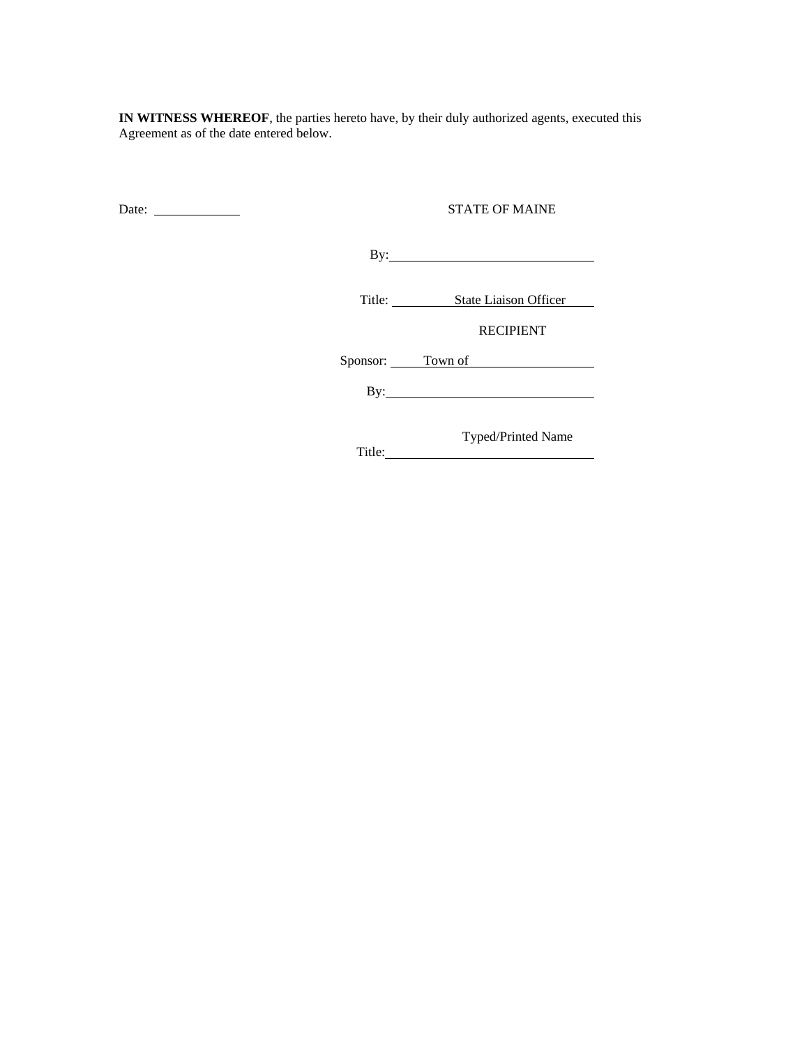**IN WITNESS WHEREOF**, the parties hereto have, by their duly authorized agents, executed this Agreement as of the date entered below.

Date: ____________

STATE OF MAINE

By: ______________________________

Title: State Liaison Officer

RECIPIENT

Sponsor: Town of ____________________

By: ______________________________

Typed/Printed Name

Title: ______________________________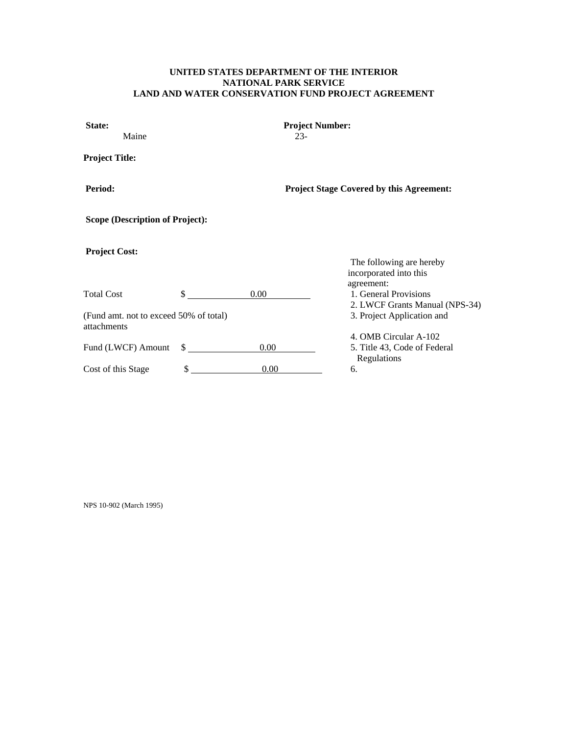**UNITED STATES DEPARTMENT OF THE INTERIOR**
**NATIONAL PARK SERVICE**
**LAND AND WATER CONSERVATION FUND PROJECT AGREEMENT**

**State:**
Maine

**Project Number:**
23-

**Project Title:**

**Period:**

**Project Stage Covered by this Agreement:**

**Scope (Description of Project):**

**Project Cost:**

Total Cost $ 0.00

(Fund amt. not to exceed 50% of total)

Fund (LWCF) Amount $ 0.00

Cost of this Stage $ 0.00

The following are hereby incorporated into this agreement:

1. General Provisions
2. LWCF Grants Manual (NPS-34)
3. Project Application and attachments
4. OMB Circular A-102
5. Title 43, Code of Federal Regulations
6.

NPS 10-902 (March 1995)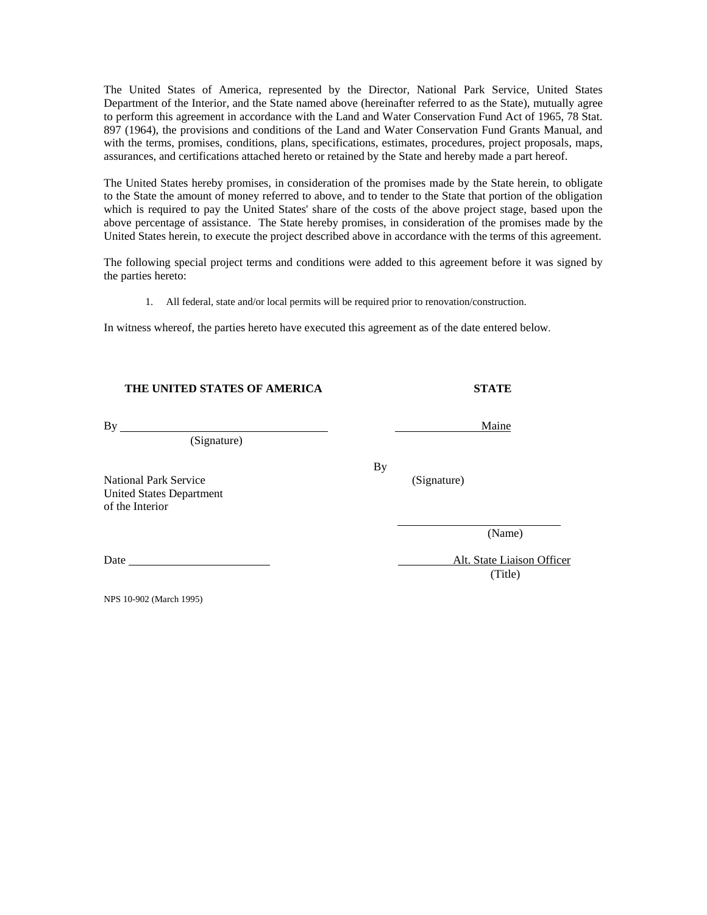The United States of America, represented by the Director, National Park Service, United States Department of the Interior, and the State named above (hereinafter referred to as the State), mutually agree to perform this agreement in accordance with the Land and Water Conservation Fund Act of 1965, 78 Stat. 897 (1964), the provisions and conditions of the Land and Water Conservation Fund Grants Manual, and with the terms, promises, conditions, plans, specifications, estimates, procedures, project proposals, maps, assurances, and certifications attached hereto or retained by the State and hereby made a part hereof.

The United States hereby promises, in consideration of the promises made by the State herein, to obligate to the State the amount of money referred to above, and to tender to the State that portion of the obligation which is required to pay the United States' share of the costs of the above project stage, based upon the above percentage of assistance. The State hereby promises, in consideration of the promises made by the United States herein, to execute the project described above in accordance with the terms of this agreement.

The following special project terms and conditions were added to this agreement before it was signed by the parties hereto:

1. All federal, state and/or local permits will be required prior to renovation/construction.

In witness whereof, the parties hereto have executed this agreement as of the date entered below.

**THE UNITED STATES OF AMERICA**

By ______________________________
(Signature)

National Park Service
United States Department
of the Interior

Date ______________________

**STATE**

Maine

By
(Signature)

______________________________
(Name)

Alt. State Liaison Officer
(Title)

NPS 10-902 (March 1995)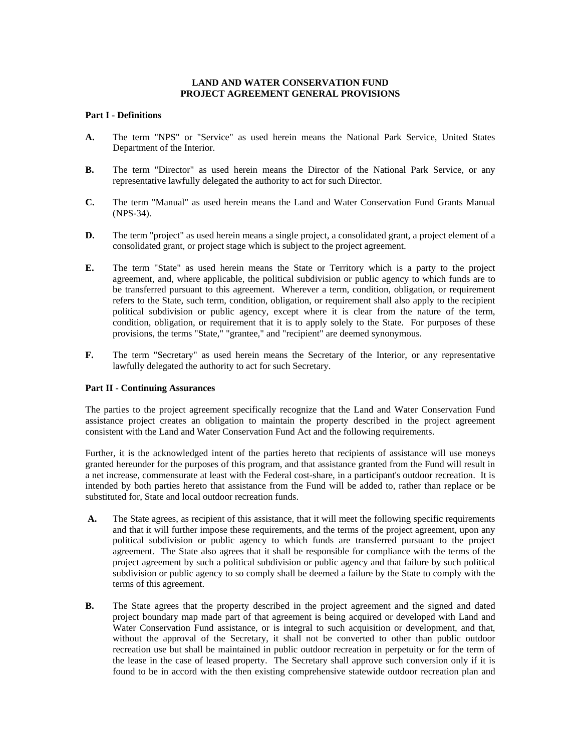**LAND AND WATER CONSERVATION FUND**
**PROJECT AGREEMENT GENERAL PROVISIONS**

**Part I - Definitions**

**A.** The term "NPS" or "Service" as used herein means the National Park Service, United States Department of the Interior.

**B.** The term "Director" as used herein means the Director of the National Park Service, or any representative lawfully delegated the authority to act for such Director.

**C.** The term "Manual" as used herein means the Land and Water Conservation Fund Grants Manual (NPS-34).

**D.** The term "project" as used herein means a single project, a consolidated grant, a project element of a consolidated grant, or project stage which is subject to the project agreement.

**E.** The term "State" as used herein means the State or Territory which is a party to the project agreement, and, where applicable, the political subdivision or public agency to which funds are to be transferred pursuant to this agreement. Wherever a term, condition, obligation, or requirement refers to the State, such term, condition, obligation, or requirement shall also apply to the recipient political subdivision or public agency, except where it is clear from the nature of the term, condition, obligation, or requirement that it is to apply solely to the State. For purposes of these provisions, the terms "State," "grantee," and "recipient" are deemed synonymous.

**F.** The term "Secretary" as used herein means the Secretary of the Interior, or any representative lawfully delegated the authority to act for such Secretary.

**Part II - Continuing Assurances**

The parties to the project agreement specifically recognize that the Land and Water Conservation Fund assistance project creates an obligation to maintain the property described in the project agreement consistent with the Land and Water Conservation Fund Act and the following requirements.

Further, it is the acknowledged intent of the parties hereto that recipients of assistance will use moneys granted hereunder for the purposes of this program, and that assistance granted from the Fund will result in a net increase, commensurate at least with the Federal cost-share, in a participant's outdoor recreation. It is intended by both parties hereto that assistance from the Fund will be added to, rather than replace or be substituted for, State and local outdoor recreation funds.

**A.** The State agrees, as recipient of this assistance, that it will meet the following specific requirements and that it will further impose these requirements, and the terms of the project agreement, upon any political subdivision or public agency to which funds are transferred pursuant to the project agreement. The State also agrees that it shall be responsible for compliance with the terms of the project agreement by such a political subdivision or public agency and that failure by such political subdivision or public agency to so comply shall be deemed a failure by the State to comply with the terms of this agreement.

**B.** The State agrees that the property described in the project agreement and the signed and dated project boundary map made part of that agreement is being acquired or developed with Land and Water Conservation Fund assistance, or is integral to such acquisition or development, and that, without the approval of the Secretary, it shall not be converted to other than public outdoor recreation use but shall be maintained in public outdoor recreation in perpetuity or for the term of the lease in the case of leased property. The Secretary shall approve such conversion only if it is found to be in accord with the then existing comprehensive statewide outdoor recreation plan and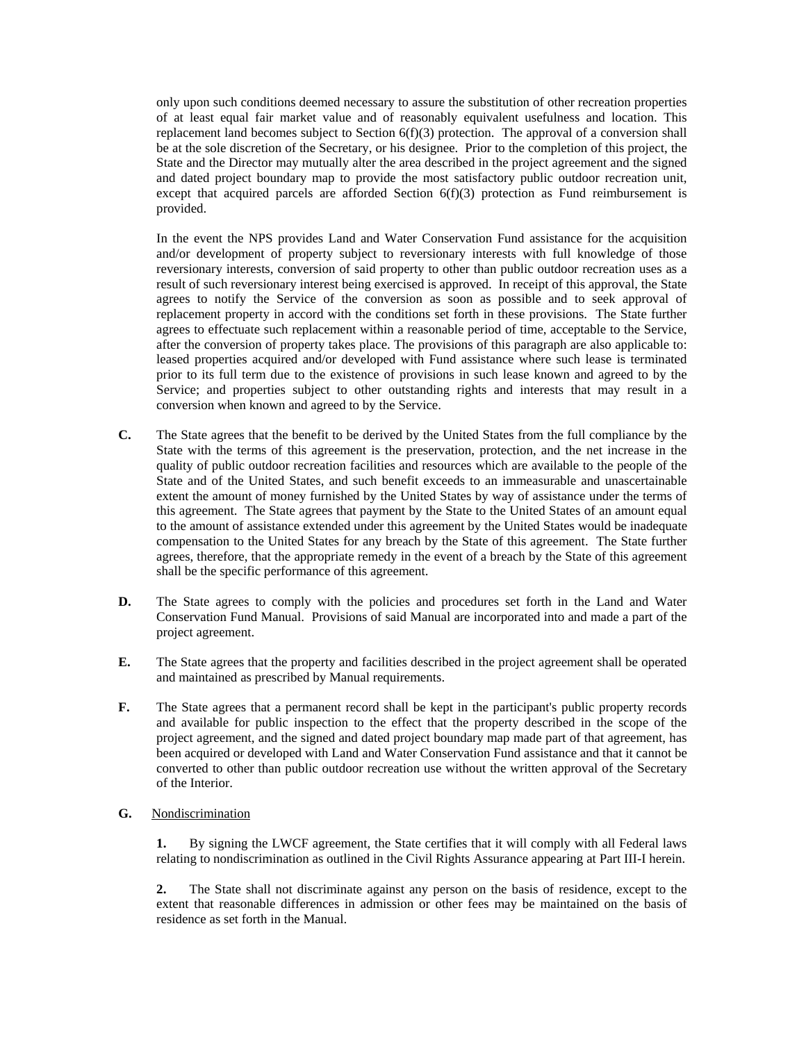only upon such conditions deemed necessary to assure the substitution of other recreation properties of at least equal fair market value and of reasonably equivalent usefulness and location. This replacement land becomes subject to Section 6(f)(3) protection. The approval of a conversion shall be at the sole discretion of the Secretary, or his designee. Prior to the completion of this project, the State and the Director may mutually alter the area described in the project agreement and the signed and dated project boundary map to provide the most satisfactory public outdoor recreation unit, except that acquired parcels are afforded Section 6(f)(3) protection as Fund reimbursement is provided.

In the event the NPS provides Land and Water Conservation Fund assistance for the acquisition and/or development of property subject to reversionary interests with full knowledge of those reversionary interests, conversion of said property to other than public outdoor recreation uses as a result of such reversionary interest being exercised is approved. In receipt of this approval, the State agrees to notify the Service of the conversion as soon as possible and to seek approval of replacement property in accord with the conditions set forth in these provisions. The State further agrees to effectuate such replacement within a reasonable period of time, acceptable to the Service, after the conversion of property takes place. The provisions of this paragraph are also applicable to: leased properties acquired and/or developed with Fund assistance where such lease is terminated prior to its full term due to the existence of provisions in such lease known and agreed to by the Service; and properties subject to other outstanding rights and interests that may result in a conversion when known and agreed to by the Service.

**C.** The State agrees that the benefit to be derived by the United States from the full compliance by the State with the terms of this agreement is the preservation, protection, and the net increase in the quality of public outdoor recreation facilities and resources which are available to the people of the State and of the United States, and such benefit exceeds to an immeasurable and unascertainable extent the amount of money furnished by the United States by way of assistance under the terms of this agreement. The State agrees that payment by the State to the United States of an amount equal to the amount of assistance extended under this agreement by the United States would be inadequate compensation to the United States for any breach by the State of this agreement. The State further agrees, therefore, that the appropriate remedy in the event of a breach by the State of this agreement shall be the specific performance of this agreement.

**D.** The State agrees to comply with the policies and procedures set forth in the Land and Water Conservation Fund Manual. Provisions of said Manual are incorporated into and made a part of the project agreement.

**E.** The State agrees that the property and facilities described in the project agreement shall be operated and maintained as prescribed by Manual requirements.

**F.** The State agrees that a permanent record shall be kept in the participant's public property records and available for public inspection to the effect that the property described in the scope of the project agreement, and the signed and dated project boundary map made part of that agreement, has been acquired or developed with Land and Water Conservation Fund assistance and that it cannot be converted to other than public outdoor recreation use without the written approval of the Secretary of the Interior.

**G.** Nondiscrimination

**1.** By signing the LWCF agreement, the State certifies that it will comply with all Federal laws relating to nondiscrimination as outlined in the Civil Rights Assurance appearing at Part III-I herein.

**2.** The State shall not discriminate against any person on the basis of residence, except to the extent that reasonable differences in admission or other fees may be maintained on the basis of residence as set forth in the Manual.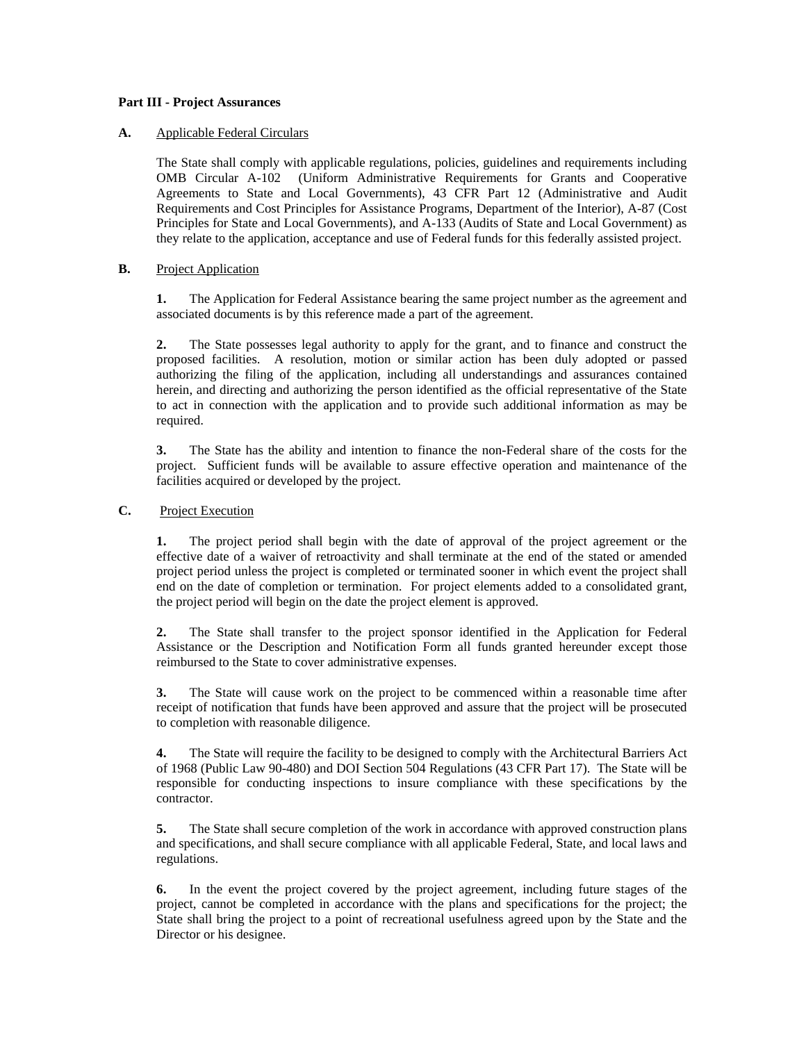**Part III - Project Assurances**

**A.** Applicable Federal Circulars

The State shall comply with applicable regulations, policies, guidelines and requirements including OMB Circular A-102 (Uniform Administrative Requirements for Grants and Cooperative Agreements to State and Local Governments), 43 CFR Part 12 (Administrative and Audit Requirements and Cost Principles for Assistance Programs, Department of the Interior), A-87 (Cost Principles for State and Local Governments), and A-133 (Audits of State and Local Government) as they relate to the application, acceptance and use of Federal funds for this federally assisted project.

**B.** Project Application

**1.** The Application for Federal Assistance bearing the same project number as the agreement and associated documents is by this reference made a part of the agreement.

**2.** The State possesses legal authority to apply for the grant, and to finance and construct the proposed facilities. A resolution, motion or similar action has been duly adopted or passed authorizing the filing of the application, including all understandings and assurances contained herein, and directing and authorizing the person identified as the official representative of the State to act in connection with the application and to provide such additional information as may be required.

**3.** The State has the ability and intention to finance the non-Federal share of the costs for the project. Sufficient funds will be available to assure effective operation and maintenance of the facilities acquired or developed by the project.

**C.** Project Execution

**1.** The project period shall begin with the date of approval of the project agreement or the effective date of a waiver of retroactivity and shall terminate at the end of the stated or amended project period unless the project is completed or terminated sooner in which event the project shall end on the date of completion or termination. For project elements added to a consolidated grant, the project period will begin on the date the project element is approved.

**2.** The State shall transfer to the project sponsor identified in the Application for Federal Assistance or the Description and Notification Form all funds granted hereunder except those reimbursed to the State to cover administrative expenses.

**3.** The State will cause work on the project to be commenced within a reasonable time after receipt of notification that funds have been approved and assure that the project will be prosecuted to completion with reasonable diligence.

**4.** The State will require the facility to be designed to comply with the Architectural Barriers Act of 1968 (Public Law 90-480) and DOI Section 504 Regulations (43 CFR Part 17). The State will be responsible for conducting inspections to insure compliance with these specifications by the contractor.

**5.** The State shall secure completion of the work in accordance with approved construction plans and specifications, and shall secure compliance with all applicable Federal, State, and local laws and regulations.

**6.** In the event the project covered by the project agreement, including future stages of the project, cannot be completed in accordance with the plans and specifications for the project; the State shall bring the project to a point of recreational usefulness agreed upon by the State and the Director or his designee.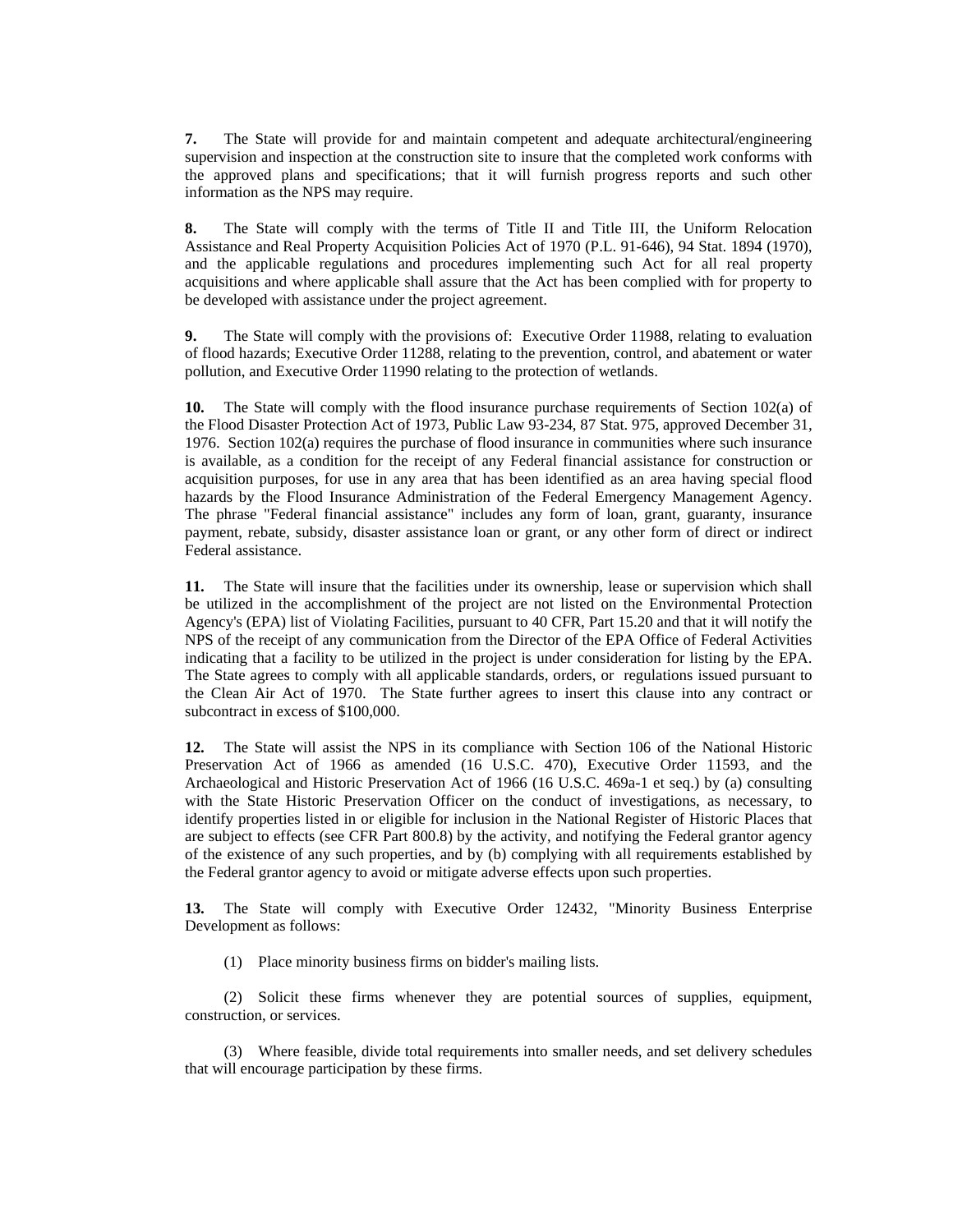**7.** The State will provide for and maintain competent and adequate architectural/engineering supervision and inspection at the construction site to insure that the completed work conforms with the approved plans and specifications; that it will furnish progress reports and such other information as the NPS may require.

**8.** The State will comply with the terms of Title II and Title III, the Uniform Relocation Assistance and Real Property Acquisition Policies Act of 1970 (P.L. 91-646), 94 Stat. 1894 (1970), and the applicable regulations and procedures implementing such Act for all real property acquisitions and where applicable shall assure that the Act has been complied with for property to be developed with assistance under the project agreement.

**9.** The State will comply with the provisions of: Executive Order 11988, relating to evaluation of flood hazards; Executive Order 11288, relating to the prevention, control, and abatement or water pollution, and Executive Order 11990 relating to the protection of wetlands.

**10.** The State will comply with the flood insurance purchase requirements of Section 102(a) of the Flood Disaster Protection Act of 1973, Public Law 93-234, 87 Stat. 975, approved December 31, 1976. Section 102(a) requires the purchase of flood insurance in communities where such insurance is available, as a condition for the receipt of any Federal financial assistance for construction or acquisition purposes, for use in any area that has been identified as an area having special flood hazards by the Flood Insurance Administration of the Federal Emergency Management Agency. The phrase "Federal financial assistance" includes any form of loan, grant, guaranty, insurance payment, rebate, subsidy, disaster assistance loan or grant, or any other form of direct or indirect Federal assistance.

**11.** The State will insure that the facilities under its ownership, lease or supervision which shall be utilized in the accomplishment of the project are not listed on the Environmental Protection Agency's (EPA) list of Violating Facilities, pursuant to 40 CFR, Part 15.20 and that it will notify the NPS of the receipt of any communication from the Director of the EPA Office of Federal Activities indicating that a facility to be utilized in the project is under consideration for listing by the EPA. The State agrees to comply with all applicable standards, orders, or regulations issued pursuant to the Clean Air Act of 1970. The State further agrees to insert this clause into any contract or subcontract in excess of $100,000.

**12.** The State will assist the NPS in its compliance with Section 106 of the National Historic Preservation Act of 1966 as amended (16 U.S.C. 470), Executive Order 11593, and the Archaeological and Historic Preservation Act of 1966 (16 U.S.C. 469a-1 et seq.) by (a) consulting with the State Historic Preservation Officer on the conduct of investigations, as necessary, to identify properties listed in or eligible for inclusion in the National Register of Historic Places that are subject to effects (see CFR Part 800.8) by the activity, and notifying the Federal grantor agency of the existence of any such properties, and by (b) complying with all requirements established by the Federal grantor agency to avoid or mitigate adverse effects upon such properties.

**13.** The State will comply with Executive Order 12432, "Minority Business Enterprise Development as follows:

(1) Place minority business firms on bidder's mailing lists.

(2) Solicit these firms whenever they are potential sources of supplies, equipment, construction, or services.

(3) Where feasible, divide total requirements into smaller needs, and set delivery schedules that will encourage participation by these firms.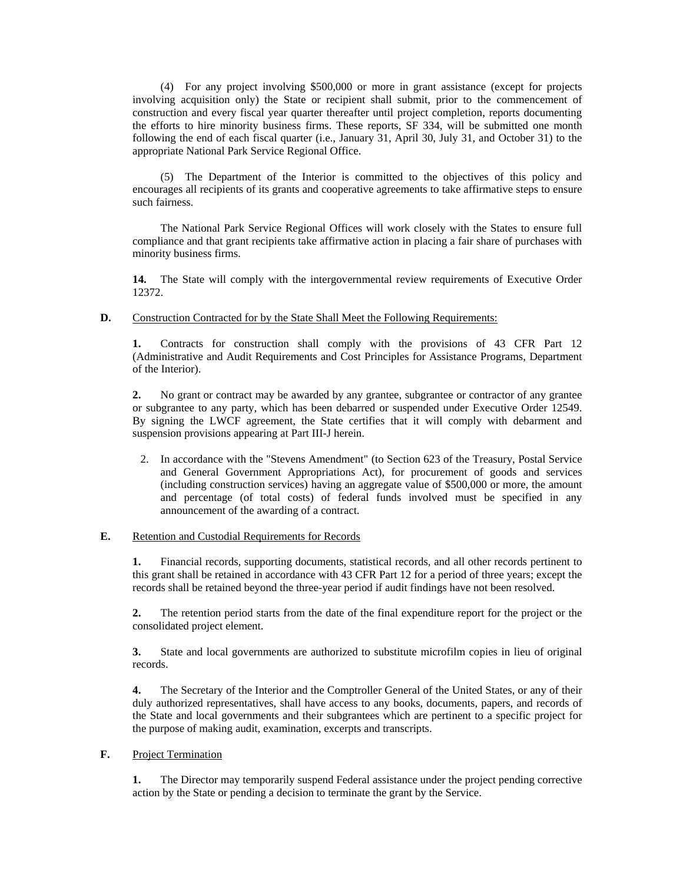(4) For any project involving $500,000 or more in grant assistance (except for projects involving acquisition only) the State or recipient shall submit, prior to the commencement of construction and every fiscal year quarter thereafter until project completion, reports documenting the efforts to hire minority business firms. These reports, SF 334, will be submitted one month following the end of each fiscal quarter (i.e., January 31, April 30, July 31, and October 31) to the appropriate National Park Service Regional Office.

(5) The Department of the Interior is committed to the objectives of this policy and encourages all recipients of its grants and cooperative agreements to take affirmative steps to ensure such fairness.

The National Park Service Regional Offices will work closely with the States to ensure full compliance and that grant recipients take affirmative action in placing a fair share of purchases with minority business firms.

**14.** The State will comply with the intergovernmental review requirements of Executive Order 12372.

**D.** Construction Contracted for by the State Shall Meet the Following Requirements:

**1.** Contracts for construction shall comply with the provisions of 43 CFR Part 12 (Administrative and Audit Requirements and Cost Principles for Assistance Programs, Department of the Interior).

**2.** No grant or contract may be awarded by any grantee, subgrantee or contractor of any grantee or subgrantee to any party, which has been debarred or suspended under Executive Order 12549. By signing the LWCF agreement, the State certifies that it will comply with debarment and suspension provisions appearing at Part III-J herein.

2. In accordance with the "Stevens Amendment" (to Section 623 of the Treasury, Postal Service and General Government Appropriations Act), for procurement of goods and services (including construction services) having an aggregate value of $500,000 or more, the amount and percentage (of total costs) of federal funds involved must be specified in any announcement of the awarding of a contract.

**E.** Retention and Custodial Requirements for Records

**1.** Financial records, supporting documents, statistical records, and all other records pertinent to this grant shall be retained in accordance with 43 CFR Part 12 for a period of three years; except the records shall be retained beyond the three-year period if audit findings have not been resolved.

**2.** The retention period starts from the date of the final expenditure report for the project or the consolidated project element.

**3.** State and local governments are authorized to substitute microfilm copies in lieu of original records.

**4.** The Secretary of the Interior and the Comptroller General of the United States, or any of their duly authorized representatives, shall have access to any books, documents, papers, and records of the State and local governments and their subgrantees which are pertinent to a specific project for the purpose of making audit, examination, excerpts and transcripts.

**F.** Project Termination

**1.** The Director may temporarily suspend Federal assistance under the project pending corrective action by the State or pending a decision to terminate the grant by the Service.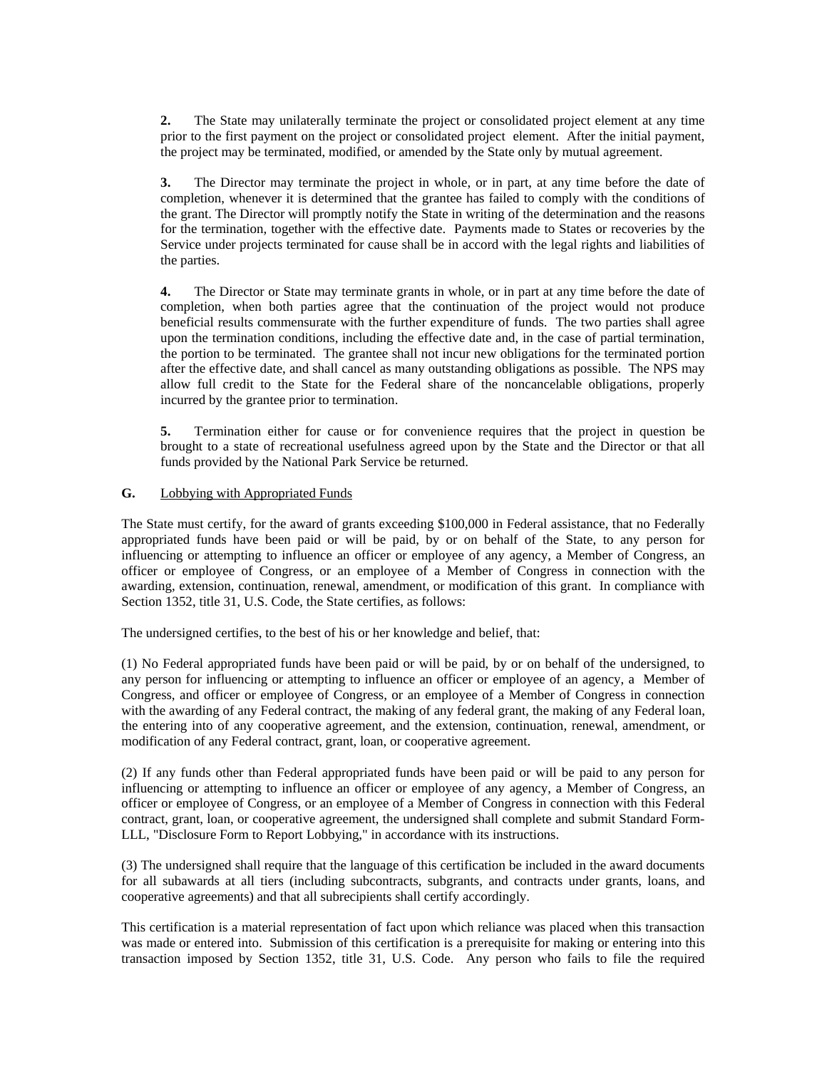**2.** The State may unilaterally terminate the project or consolidated project element at any time prior to the first payment on the project or consolidated project element. After the initial payment, the project may be terminated, modified, or amended by the State only by mutual agreement.

**3.** The Director may terminate the project in whole, or in part, at any time before the date of completion, whenever it is determined that the grantee has failed to comply with the conditions of the grant. The Director will promptly notify the State in writing of the determination and the reasons for the termination, together with the effective date. Payments made to States or recoveries by the Service under projects terminated for cause shall be in accord with the legal rights and liabilities of the parties.

**4.** The Director or State may terminate grants in whole, or in part at any time before the date of completion, when both parties agree that the continuation of the project would not produce beneficial results commensurate with the further expenditure of funds. The two parties shall agree upon the termination conditions, including the effective date and, in the case of partial termination, the portion to be terminated. The grantee shall not incur new obligations for the terminated portion after the effective date, and shall cancel as many outstanding obligations as possible. The NPS may allow full credit to the State for the Federal share of the noncancelable obligations, properly incurred by the grantee prior to termination.

**5.** Termination either for cause or for convenience requires that the project in question be brought to a state of recreational usefulness agreed upon by the State and the Director or that all funds provided by the National Park Service be returned.

**G.** Lobbying with Appropriated Funds

The State must certify, for the award of grants exceeding $100,000 in Federal assistance, that no Federally appropriated funds have been paid or will be paid, by or on behalf of the State, to any person for influencing or attempting to influence an officer or employee of any agency, a Member of Congress, an officer or employee of Congress, or an employee of a Member of Congress in connection with the awarding, extension, continuation, renewal, amendment, or modification of this grant. In compliance with Section 1352, title 31, U.S. Code, the State certifies, as follows:

The undersigned certifies, to the best of his or her knowledge and belief, that:

(1) No Federal appropriated funds have been paid or will be paid, by or on behalf of the undersigned, to any person for influencing or attempting to influence an officer or employee of an agency, a Member of Congress, and officer or employee of Congress, or an employee of a Member of Congress in connection with the awarding of any Federal contract, the making of any federal grant, the making of any Federal loan, the entering into of any cooperative agreement, and the extension, continuation, renewal, amendment, or modification of any Federal contract, grant, loan, or cooperative agreement.

(2) If any funds other than Federal appropriated funds have been paid or will be paid to any person for influencing or attempting to influence an officer or employee of any agency, a Member of Congress, an officer or employee of Congress, or an employee of a Member of Congress in connection with this Federal contract, grant, loan, or cooperative agreement, the undersigned shall complete and submit Standard Form-LLL, "Disclosure Form to Report Lobbying," in accordance with its instructions.

(3) The undersigned shall require that the language of this certification be included in the award documents for all subawards at all tiers (including subcontracts, subgrants, and contracts under grants, loans, and cooperative agreements) and that all subrecipients shall certify accordingly.

This certification is a material representation of fact upon which reliance was placed when this transaction was made or entered into. Submission of this certification is a prerequisite for making or entering into this transaction imposed by Section 1352, title 31, U.S. Code. Any person who fails to file the required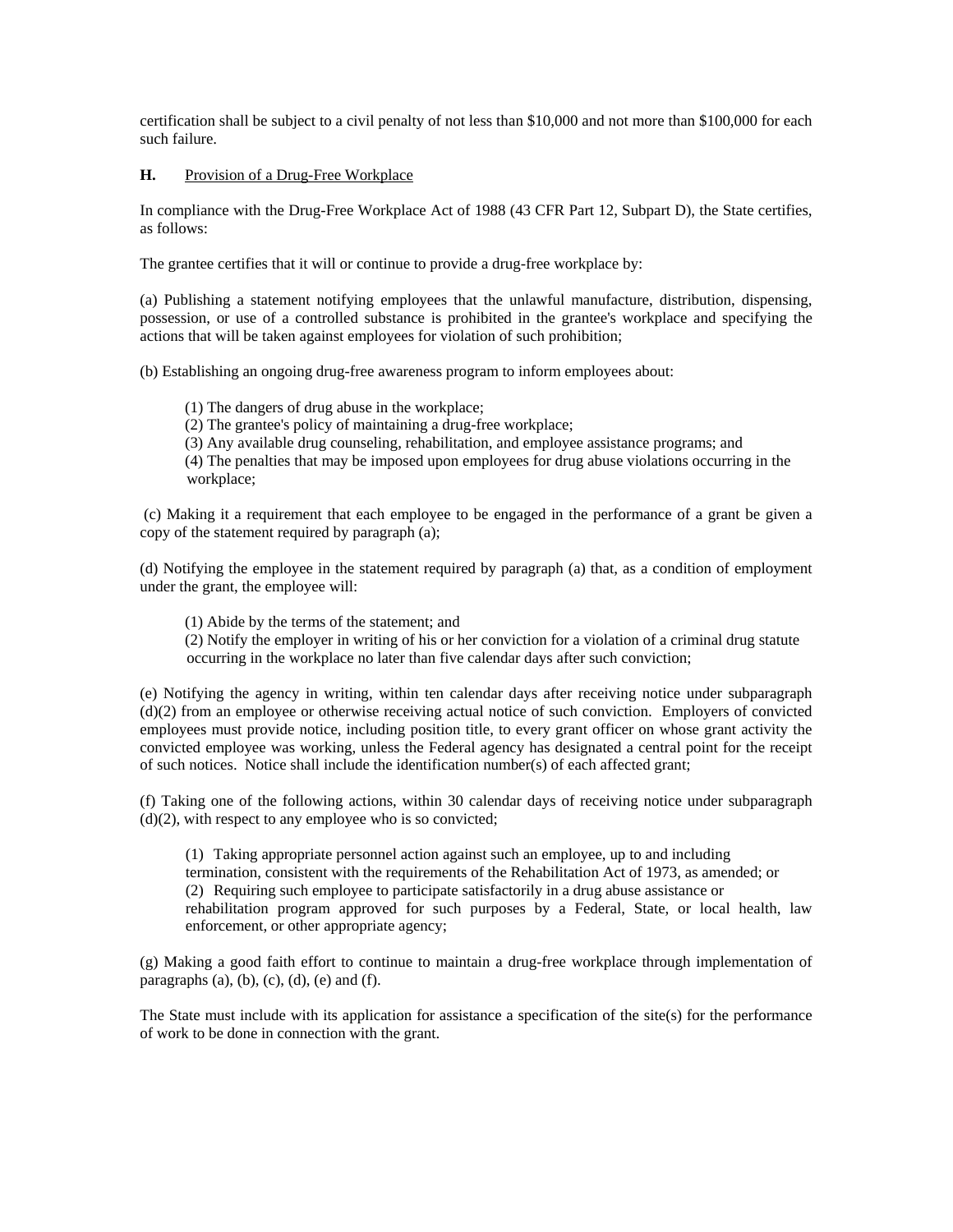certification shall be subject to a civil penalty of not less than $10,000 and not more than $100,000 for each such failure.

**H.** <u>Provision of a Drug-Free Workplace</u>

In compliance with the Drug-Free Workplace Act of 1988 (43 CFR Part 12, Subpart D), the State certifies, as follows:

The grantee certifies that it will or continue to provide a drug-free workplace by:

(a) Publishing a statement notifying employees that the unlawful manufacture, distribution, dispensing, possession, or use of a controlled substance is prohibited in the grantee's workplace and specifying the actions that will be taken against employees for violation of such prohibition;

(b) Establishing an ongoing drug-free awareness program to inform employees about:

> (1) The dangers of drug abuse in the workplace;
> (2) The grantee's policy of maintaining a drug-free workplace;
> (3) Any available drug counseling, rehabilitation, and employee assistance programs; and
> (4) The penalties that may be imposed upon employees for drug abuse violations occurring in the workplace;

(c) Making it a requirement that each employee to be engaged in the performance of a grant be given a copy of the statement required by paragraph (a);

(d) Notifying the employee in the statement required by paragraph (a) that, as a condition of employment under the grant, the employee will:

> (1) Abide by the terms of the statement; and
> (2) Notify the employer in writing of his or her conviction for a violation of a criminal drug statute occurring in the workplace no later than five calendar days after such conviction;

(e) Notifying the agency in writing, within ten calendar days after receiving notice under subparagraph (d)(2) from an employee or otherwise receiving actual notice of such conviction. Employers of convicted employees must provide notice, including position title, to every grant officer on whose grant activity the convicted employee was working, unless the Federal agency has designated a central point for the receipt of such notices. Notice shall include the identification number(s) of each affected grant;

(f) Taking one of the following actions, within 30 calendar days of receiving notice under subparagraph (d)(2), with respect to any employee who is so convicted;

> (1) Taking appropriate personnel action against such an employee, up to and including termination, consistent with the requirements of the Rehabilitation Act of 1973, as amended; or
> (2) Requiring such employee to participate satisfactorily in a drug abuse assistance or rehabilitation program approved for such purposes by a Federal, State, or local health, law enforcement, or other appropriate agency;

(g) Making a good faith effort to continue to maintain a drug-free workplace through implementation of paragraphs (a), (b), (c), (d), (e) and (f).

The State must include with its application for assistance a specification of the site(s) for the performance of work to be done in connection with the grant.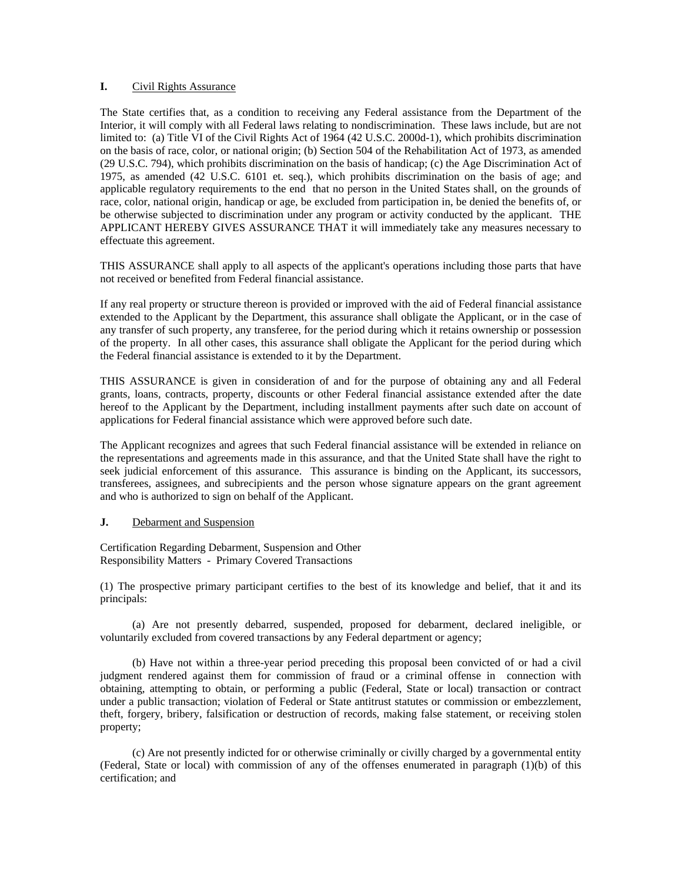**I.** Civil Rights Assurance

The State certifies that, as a condition to receiving any Federal assistance from the Department of the Interior, it will comply with all Federal laws relating to nondiscrimination. These laws include, but are not limited to: (a) Title VI of the Civil Rights Act of 1964 (42 U.S.C. 2000d-1), which prohibits discrimination on the basis of race, color, or national origin; (b) Section 504 of the Rehabilitation Act of 1973, as amended (29 U.S.C. 794), which prohibits discrimination on the basis of handicap; (c) the Age Discrimination Act of 1975, as amended (42 U.S.C. 6101 et. seq.), which prohibits discrimination on the basis of age; and applicable regulatory requirements to the end that no person in the United States shall, on the grounds of race, color, national origin, handicap or age, be excluded from participation in, be denied the benefits of, or be otherwise subjected to discrimination under any program or activity conducted by the applicant. THE APPLICANT HEREBY GIVES ASSURANCE THAT it will immediately take any measures necessary to effectuate this agreement.

THIS ASSURANCE shall apply to all aspects of the applicant's operations including those parts that have not received or benefited from Federal financial assistance.

If any real property or structure thereon is provided or improved with the aid of Federal financial assistance extended to the Applicant by the Department, this assurance shall obligate the Applicant, or in the case of any transfer of such property, any transferee, for the period during which it retains ownership or possession of the property. In all other cases, this assurance shall obligate the Applicant for the period during which the Federal financial assistance is extended to it by the Department.

THIS ASSURANCE is given in consideration of and for the purpose of obtaining any and all Federal grants, loans, contracts, property, discounts or other Federal financial assistance extended after the date hereof to the Applicant by the Department, including installment payments after such date on account of applications for Federal financial assistance which were approved before such date.

The Applicant recognizes and agrees that such Federal financial assistance will be extended in reliance on the representations and agreements made in this assurance, and that the United State shall have the right to seek judicial enforcement of this assurance. This assurance is binding on the Applicant, its successors, transferees, assignees, and subrecipients and the person whose signature appears on the grant agreement and who is authorized to sign on behalf of the Applicant.

**J.** Debarment and Suspension

Certification Regarding Debarment, Suspension and Other
Responsibility Matters - Primary Covered Transactions

(1) The prospective primary participant certifies to the best of its knowledge and belief, that it and its principals:

(a) Are not presently debarred, suspended, proposed for debarment, declared ineligible, or voluntarily excluded from covered transactions by any Federal department or agency;

(b) Have not within a three-year period preceding this proposal been convicted of or had a civil judgment rendered against them for commission of fraud or a criminal offense in connection with obtaining, attempting to obtain, or performing a public (Federal, State or local) transaction or contract under a public transaction; violation of Federal or State antitrust statutes or commission or embezzlement, theft, forgery, bribery, falsification or destruction of records, making false statement, or receiving stolen property;

(c) Are not presently indicted for or otherwise criminally or civilly charged by a governmental entity (Federal, State or local) with commission of any of the offenses enumerated in paragraph (1)(b) of this certification; and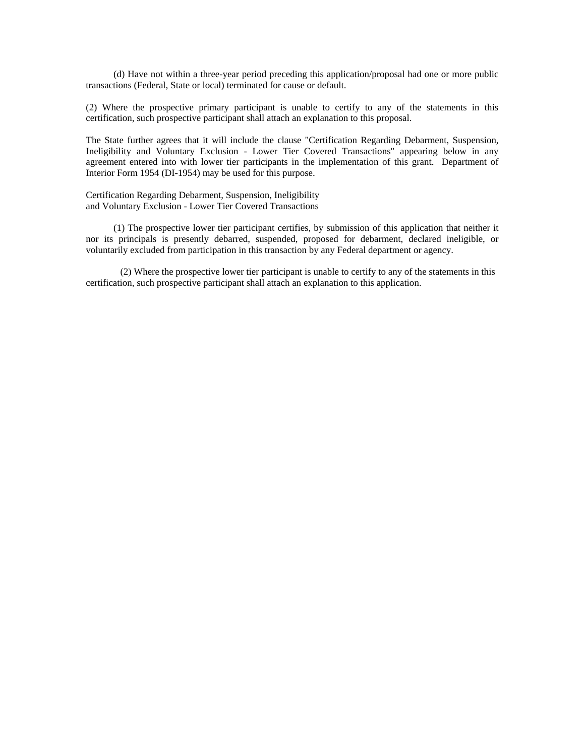(d) Have not within a three-year period preceding this application/proposal had one or more public transactions (Federal, State or local) terminated for cause or default.

(2) Where the prospective primary participant is unable to certify to any of the statements in this certification, such prospective participant shall attach an explanation to this proposal.

The State further agrees that it will include the clause "Certification Regarding Debarment, Suspension, Ineligibility and Voluntary Exclusion - Lower Tier Covered Transactions" appearing below in any agreement entered into with lower tier participants in the implementation of this grant. Department of Interior Form 1954 (DI-1954) may be used for this purpose.

Certification Regarding Debarment, Suspension, Ineligibility
and Voluntary Exclusion - Lower Tier Covered Transactions

(1) The prospective lower tier participant certifies, by submission of this application that neither it nor its principals is presently debarred, suspended, proposed for debarment, declared ineligible, or voluntarily excluded from participation in this transaction by any Federal department or agency.

(2) Where the prospective lower tier participant is unable to certify to any of the statements in this certification, such prospective participant shall attach an explanation to this application.